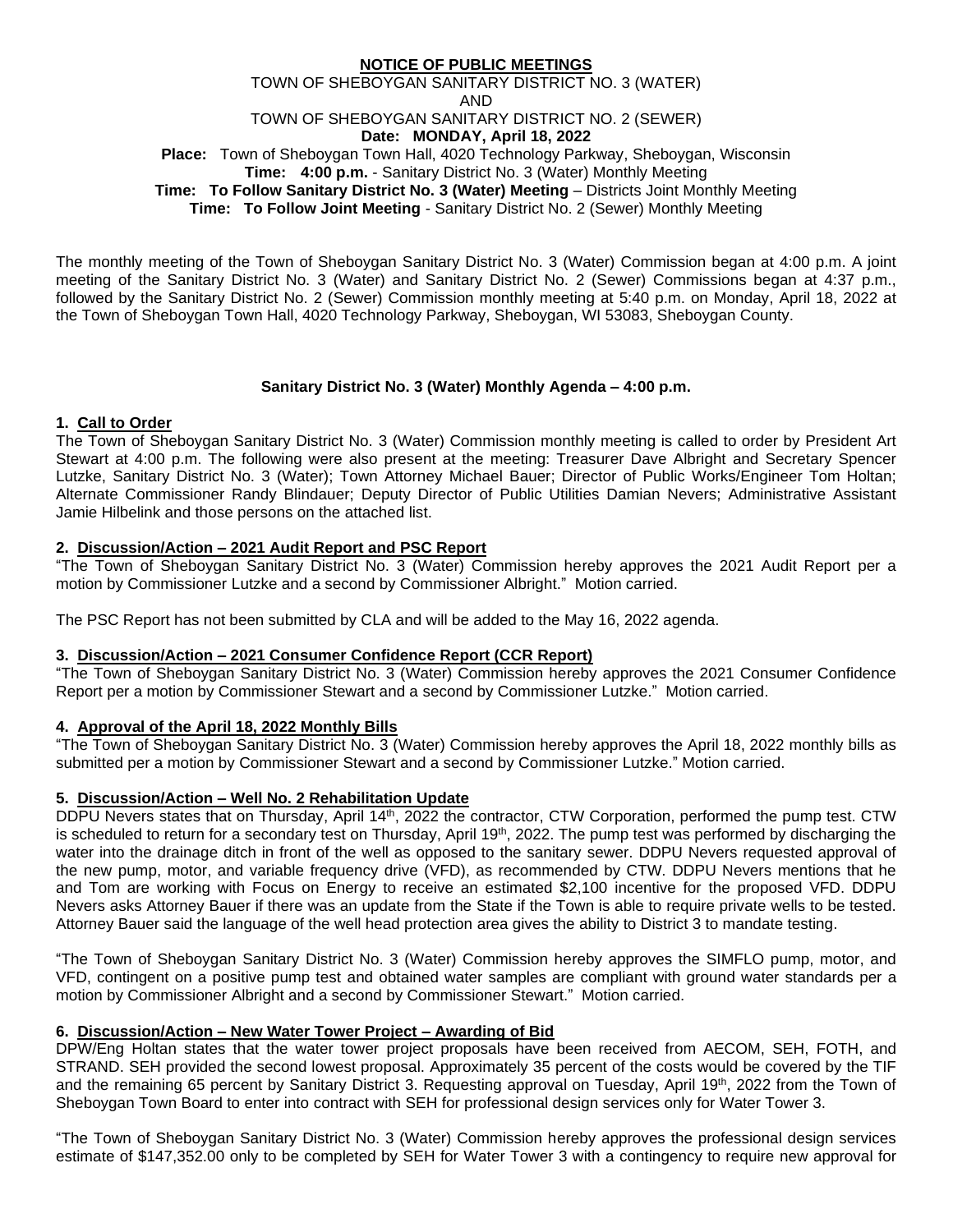**NOTICE OF PUBLIC MEETINGS**

TOWN OF SHEBOYGAN SANITARY DISTRICT NO. 3 (WATER)

AND

TOWN OF SHEBOYGAN SANITARY DISTRICT NO. 2 (SEWER)

**Date: MONDAY, April 18, 2022**

**Place:** Town of Sheboygan Town Hall, 4020 Technology Parkway, Sheboygan, Wisconsin

**Time: 4:00 p.m.** - Sanitary District No. 3 (Water) Monthly Meeting

**Time: To Follow Sanitary District No. 3 (Water) Meeting** – Districts Joint Monthly Meeting

**Time: To Follow Joint Meeting** - Sanitary District No. 2 (Sewer) Monthly Meeting

The monthly meeting of the Town of Sheboygan Sanitary District No. 3 (Water) Commission began at 4:00 p.m. A joint meeting of the Sanitary District No. 3 (Water) and Sanitary District No. 2 (Sewer) Commissions began at 4:37 p.m., followed by the Sanitary District No. 2 (Sewer) Commission monthly meeting at 5:40 p.m. on Monday, April 18, 2022 at the Town of Sheboygan Town Hall, 4020 Technology Parkway, Sheboygan, WI 53083, Sheboygan County.

**Sanitary District No. 3 (Water) Monthly Agenda – 4:00 p.m.**

**1. Call to Order**

The Town of Sheboygan Sanitary District No. 3 (Water) Commission monthly meeting is called to order by President Art Stewart at 4:00 p.m. The following were also present at the meeting: Treasurer Dave Albright and Secretary Spencer Lutzke, Sanitary District No. 3 (Water); Town Attorney Michael Bauer; Director of Public Works/Engineer Tom Holtan; Alternate Commissioner Randy Blindauer; Deputy Director of Public Utilities Damian Nevers; Administrative Assistant Jamie Hilbelink and those persons on the attached list.

**2. Discussion/Action – 2021 Audit Report and PSC Report**

"The Town of Sheboygan Sanitary District No. 3 (Water) Commission hereby approves the 2021 Audit Report per a motion by Commissioner Lutzke and a second by Commissioner Albright." Motion carried.

The PSC Report has not been submitted by CLA and will be added to the May 16, 2022 agenda.

**3. Discussion/Action – 2021 Consumer Confidence Report (CCR Report)**

"The Town of Sheboygan Sanitary District No. 3 (Water) Commission hereby approves the 2021 Consumer Confidence Report per a motion by Commissioner Stewart and a second by Commissioner Lutzke." Motion carried.

**4. Approval of the April 18, 2022 Monthly Bills**

"The Town of Sheboygan Sanitary District No. 3 (Water) Commission hereby approves the April 18, 2022 monthly bills as submitted per a motion by Commissioner Stewart and a second by Commissioner Lutzke." Motion carried.

**5. Discussion/Action – Well No. 2 Rehabilitation Update**

DDPU Nevers states that on Thursday, April 14th, 2022 the contractor, CTW Corporation, performed the pump test. CTW is scheduled to return for a secondary test on Thursday, April 19th, 2022. The pump test was performed by discharging the water into the drainage ditch in front of the well as opposed to the sanitary sewer. DDPU Nevers requested approval of the new pump, motor, and variable frequency drive (VFD), as recommended by CTW. DDPU Nevers mentions that he and Tom are working with Focus on Energy to receive an estimated $2,100 incentive for the proposed VFD. DDPU Nevers asks Attorney Bauer if there was an update from the State if the Town is able to require private wells to be tested. Attorney Bauer said the language of the well head protection area gives the ability to District 3 to mandate testing.

"The Town of Sheboygan Sanitary District No. 3 (Water) Commission hereby approves the SIMFLO pump, motor, and VFD, contingent on a positive pump test and obtained water samples are compliant with ground water standards per a motion by Commissioner Albright and a second by Commissioner Stewart." Motion carried.

**6. Discussion/Action – New Water Tower Project – Awarding of Bid**

DPW/Eng Holtan states that the water tower project proposals have been received from AECOM, SEH, FOTH, and STRAND. SEH provided the second lowest proposal. Approximately 35 percent of the costs would be covered by the TIF and the remaining 65 percent by Sanitary District 3. Requesting approval on Tuesday, April 19th, 2022 from the Town of Sheboygan Town Board to enter into contract with SEH for professional design services only for Water Tower 3.

"The Town of Sheboygan Sanitary District No. 3 (Water) Commission hereby approves the professional design services estimate of $147,352.00 only to be completed by SEH for Water Tower 3 with a contingency to require new approval for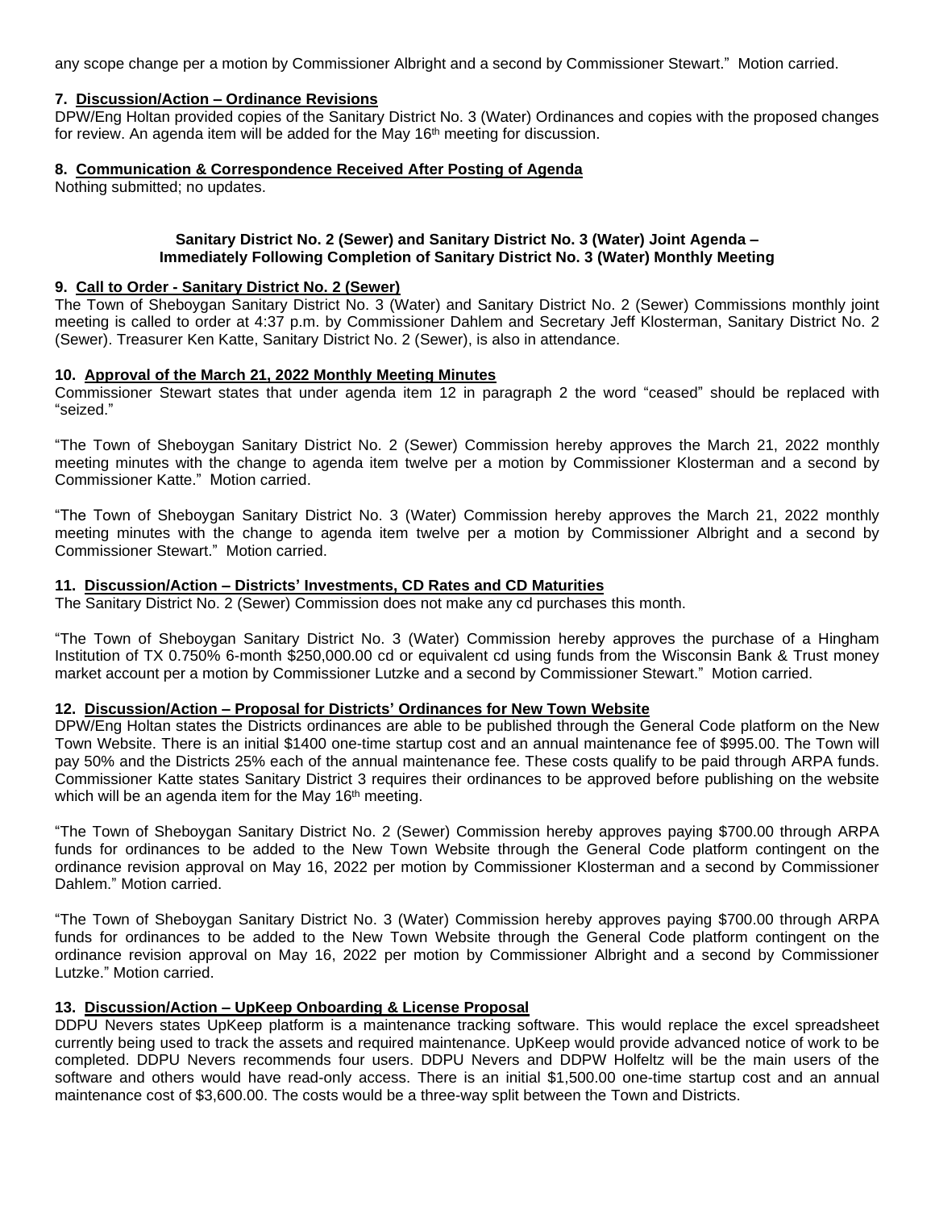any scope change per a motion by Commissioner Albright and a second by Commissioner Stewart." Motion carried.

**7. Discussion/Action – Ordinance Revisions**

DPW/Eng Holtan provided copies of the Sanitary District No. 3 (Water) Ordinances and copies with the proposed changes for review. An agenda item will be added for the May 16th meeting for discussion.

**8. Communication & Correspondence Received After Posting of Agenda**

Nothing submitted; no updates.

**Sanitary District No. 2 (Sewer) and Sanitary District No. 3 (Water) Joint Agenda – Immediately Following Completion of Sanitary District No. 3 (Water) Monthly Meeting**

**9. Call to Order - Sanitary District No. 2 (Sewer)**

The Town of Sheboygan Sanitary District No. 3 (Water) and Sanitary District No. 2 (Sewer) Commissions monthly joint meeting is called to order at 4:37 p.m. by Commissioner Dahlem and Secretary Jeff Klosterman, Sanitary District No. 2 (Sewer). Treasurer Ken Katte, Sanitary District No. 2 (Sewer), is also in attendance.

**10. Approval of the March 21, 2022 Monthly Meeting Minutes**

Commissioner Stewart states that under agenda item 12 in paragraph 2 the word "ceased" should be replaced with "seized."

"The Town of Sheboygan Sanitary District No. 2 (Sewer) Commission hereby approves the March 21, 2022 monthly meeting minutes with the change to agenda item twelve per a motion by Commissioner Klosterman and a second by Commissioner Katte." Motion carried.

"The Town of Sheboygan Sanitary District No. 3 (Water) Commission hereby approves the March 21, 2022 monthly meeting minutes with the change to agenda item twelve per a motion by Commissioner Albright and a second by Commissioner Stewart." Motion carried.

**11. Discussion/Action – Districts' Investments, CD Rates and CD Maturities**

The Sanitary District No. 2 (Sewer) Commission does not make any cd purchases this month.

"The Town of Sheboygan Sanitary District No. 3 (Water) Commission hereby approves the purchase of a Hingham Institution of TX 0.750% 6-month $250,000.00 cd or equivalent cd using funds from the Wisconsin Bank & Trust money market account per a motion by Commissioner Lutzke and a second by Commissioner Stewart." Motion carried.

**12. Discussion/Action – Proposal for Districts' Ordinances for New Town Website**

DPW/Eng Holtan states the Districts ordinances are able to be published through the General Code platform on the New Town Website. There is an initial $1400 one-time startup cost and an annual maintenance fee of $995.00. The Town will pay 50% and the Districts 25% each of the annual maintenance fee. These costs qualify to be paid through ARPA funds. Commissioner Katte states Sanitary District 3 requires their ordinances to be approved before publishing on the website which will be an agenda item for the May 16th meeting.

"The Town of Sheboygan Sanitary District No. 2 (Sewer) Commission hereby approves paying $700.00 through ARPA funds for ordinances to be added to the New Town Website through the General Code platform contingent on the ordinance revision approval on May 16, 2022 per motion by Commissioner Klosterman and a second by Commissioner Dahlem." Motion carried.

"The Town of Sheboygan Sanitary District No. 3 (Water) Commission hereby approves paying $700.00 through ARPA funds for ordinances to be added to the New Town Website through the General Code platform contingent on the ordinance revision approval on May 16, 2022 per motion by Commissioner Albright and a second by Commissioner Lutzke." Motion carried.

**13. Discussion/Action – UpKeep Onboarding & License Proposal**

DDPU Nevers states UpKeep platform is a maintenance tracking software. This would replace the excel spreadsheet currently being used to track the assets and required maintenance. UpKeep would provide advanced notice of work to be completed. DDPU Nevers recommends four users. DDPU Nevers and DDPW Holfeltz will be the main users of the software and others would have read-only access. There is an initial $1,500.00 one-time startup cost and an annual maintenance cost of $3,600.00. The costs would be a three-way split between the Town and Districts.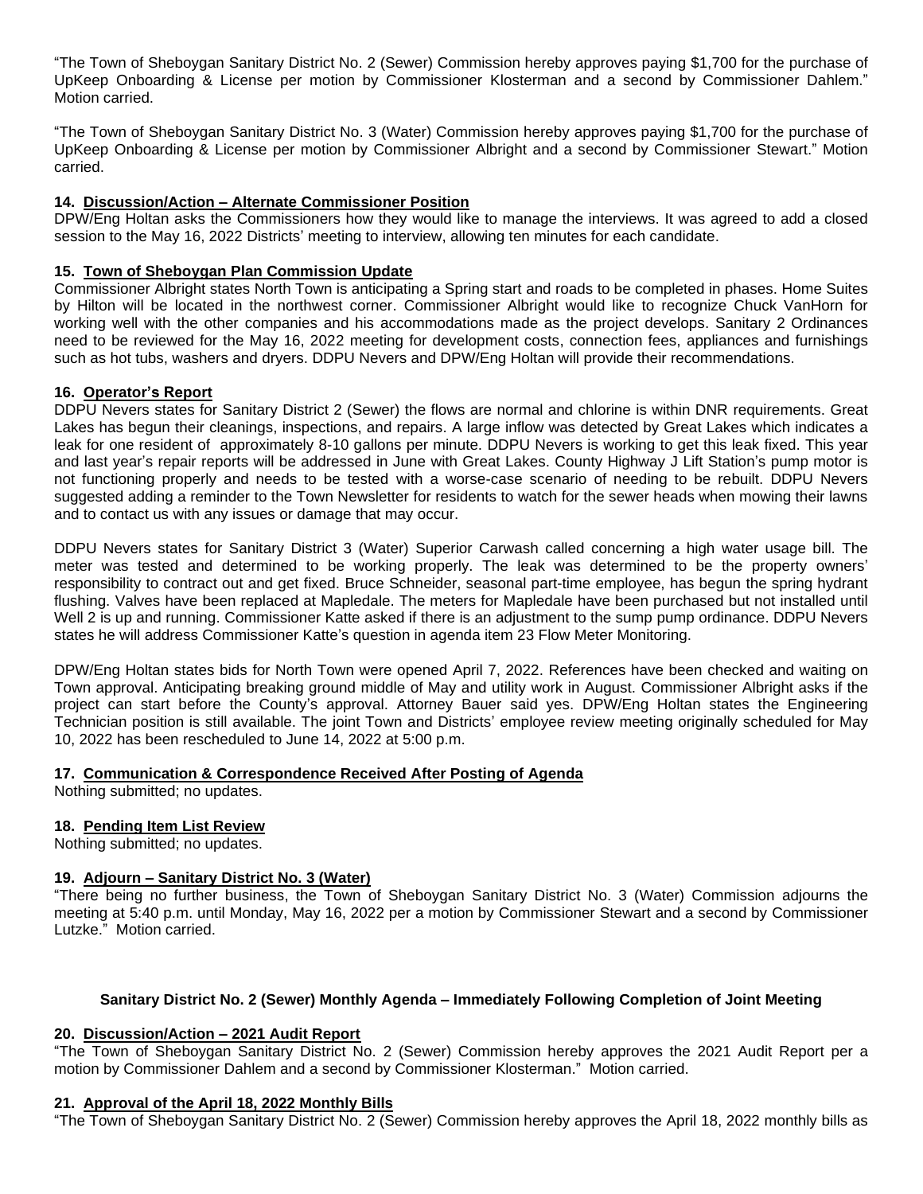"The Town of Sheboygan Sanitary District No. 2 (Sewer) Commission hereby approves paying $1,700 for the purchase of UpKeep Onboarding & License per motion by Commissioner Klosterman and a second by Commissioner Dahlem." Motion carried.

"The Town of Sheboygan Sanitary District No. 3 (Water) Commission hereby approves paying $1,700 for the purchase of UpKeep Onboarding & License per motion by Commissioner Albright and a second by Commissioner Stewart." Motion carried.

**14. Discussion/Action – Alternate Commissioner Position**

DPW/Eng Holtan asks the Commissioners how they would like to manage the interviews. It was agreed to add a closed session to the May 16, 2022 Districts' meeting to interview, allowing ten minutes for each candidate.

**15. Town of Sheboygan Plan Commission Update**

Commissioner Albright states North Town is anticipating a Spring start and roads to be completed in phases. Home Suites by Hilton will be located in the northwest corner. Commissioner Albright would like to recognize Chuck VanHorn for working well with the other companies and his accommodations made as the project develops. Sanitary 2 Ordinances need to be reviewed for the May 16, 2022 meeting for development costs, connection fees, appliances and furnishings such as hot tubs, washers and dryers. DDPU Nevers and DPW/Eng Holtan will provide their recommendations.

**16. Operator's Report**

DDPU Nevers states for Sanitary District 2 (Sewer) the flows are normal and chlorine is within DNR requirements. Great Lakes has begun their cleanings, inspections, and repairs. A large inflow was detected by Great Lakes which indicates a leak for one resident of approximately 8-10 gallons per minute. DDPU Nevers is working to get this leak fixed. This year and last year's repair reports will be addressed in June with Great Lakes. County Highway J Lift Station's pump motor is not functioning properly and needs to be tested with a worse-case scenario of needing to be rebuilt. DDPU Nevers suggested adding a reminder to the Town Newsletter for residents to watch for the sewer heads when mowing their lawns and to contact us with any issues or damage that may occur.

DDPU Nevers states for Sanitary District 3 (Water) Superior Carwash called concerning a high water usage bill. The meter was tested and determined to be working properly. The leak was determined to be the property owners' responsibility to contract out and get fixed. Bruce Schneider, seasonal part-time employee, has begun the spring hydrant flushing. Valves have been replaced at Mapledale. The meters for Mapledale have been purchased but not installed until Well 2 is up and running. Commissioner Katte asked if there is an adjustment to the sump pump ordinance. DDPU Nevers states he will address Commissioner Katte's question in agenda item 23 Flow Meter Monitoring.

DPW/Eng Holtan states bids for North Town were opened April 7, 2022. References have been checked and waiting on Town approval. Anticipating breaking ground middle of May and utility work in August. Commissioner Albright asks if the project can start before the County's approval. Attorney Bauer said yes. DPW/Eng Holtan states the Engineering Technician position is still available. The joint Town and Districts' employee review meeting originally scheduled for May 10, 2022 has been rescheduled to June 14, 2022 at 5:00 p.m.

**17. Communication & Correspondence Received After Posting of Agenda**

Nothing submitted; no updates.

**18. Pending Item List Review**

Nothing submitted; no updates.

**19. Adjourn – Sanitary District No. 3 (Water)**

"There being no further business, the Town of Sheboygan Sanitary District No. 3 (Water) Commission adjourns the meeting at 5:40 p.m. until Monday, May 16, 2022 per a motion by Commissioner Stewart and a second by Commissioner Lutzke." Motion carried.

**Sanitary District No. 2 (Sewer) Monthly Agenda – Immediately Following Completion of Joint Meeting**

**20. Discussion/Action – 2021 Audit Report**

"The Town of Sheboygan Sanitary District No. 2 (Sewer) Commission hereby approves the 2021 Audit Report per a motion by Commissioner Dahlem and a second by Commissioner Klosterman." Motion carried.

**21. Approval of the April 18, 2022 Monthly Bills**

"The Town of Sheboygan Sanitary District No. 2 (Sewer) Commission hereby approves the April 18, 2022 monthly bills as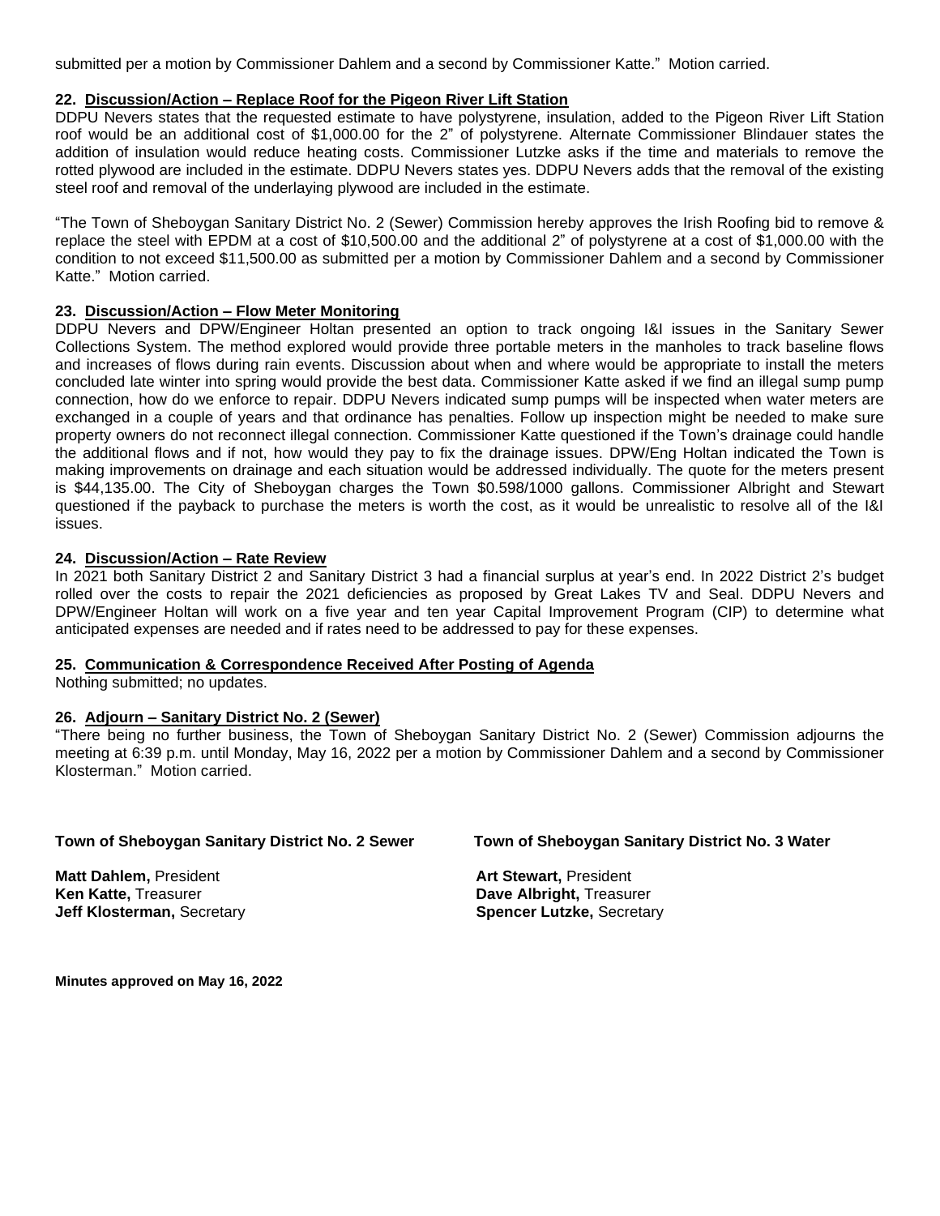submitted per a motion by Commissioner Dahlem and a second by Commissioner Katte." Motion carried.

**22. Discussion/Action – Replace Roof for the Pigeon River Lift Station**

DDPU Nevers states that the requested estimate to have polystyrene, insulation, added to the Pigeon River Lift Station roof would be an additional cost of $1,000.00 for the 2" of polystyrene. Alternate Commissioner Blindauer states the addition of insulation would reduce heating costs. Commissioner Lutzke asks if the time and materials to remove the rotted plywood are included in the estimate. DDPU Nevers states yes. DDPU Nevers adds that the removal of the existing steel roof and removal of the underlaying plywood are included in the estimate.

"The Town of Sheboygan Sanitary District No. 2 (Sewer) Commission hereby approves the Irish Roofing bid to remove & replace the steel with EPDM at a cost of $10,500.00 and the additional 2" of polystyrene at a cost of $1,000.00 with the condition to not exceed $11,500.00 as submitted per a motion by Commissioner Dahlem and a second by Commissioner Katte." Motion carried.

**23. Discussion/Action – Flow Meter Monitoring**

DDPU Nevers and DPW/Engineer Holtan presented an option to track ongoing I&I issues in the Sanitary Sewer Collections System. The method explored would provide three portable meters in the manholes to track baseline flows and increases of flows during rain events. Discussion about when and where would be appropriate to install the meters concluded late winter into spring would provide the best data. Commissioner Katte asked if we find an illegal sump pump connection, how do we enforce to repair. DDPU Nevers indicated sump pumps will be inspected when water meters are exchanged in a couple of years and that ordinance has penalties. Follow up inspection might be needed to make sure property owners do not reconnect illegal connection. Commissioner Katte questioned if the Town's drainage could handle the additional flows and if not, how would they pay to fix the drainage issues. DPW/Eng Holtan indicated the Town is making improvements on drainage and each situation would be addressed individually. The quote for the meters present is $44,135.00. The City of Sheboygan charges the Town $0.598/1000 gallons. Commissioner Albright and Stewart questioned if the payback to purchase the meters is worth the cost, as it would be unrealistic to resolve all of the I&I issues.

**24. Discussion/Action – Rate Review**

In 2021 both Sanitary District 2 and Sanitary District 3 had a financial surplus at year's end. In 2022 District 2's budget rolled over the costs to repair the 2021 deficiencies as proposed by Great Lakes TV and Seal. DDPU Nevers and DPW/Engineer Holtan will work on a five year and ten year Capital Improvement Program (CIP) to determine what anticipated expenses are needed and if rates need to be addressed to pay for these expenses.

**25. Communication & Correspondence Received After Posting of Agenda**

Nothing submitted; no updates.

**26. Adjourn – Sanitary District No. 2 (Sewer)**

"There being no further business, the Town of Sheboygan Sanitary District No. 2 (Sewer) Commission adjourns the meeting at 6:39 p.m. until Monday, May 16, 2022 per a motion by Commissioner Dahlem and a second by Commissioner Klosterman." Motion carried.

**Town of Sheboygan Sanitary District No. 2 Sewer**

**Matt Dahlem,** President
**Ken Katte,** Treasurer
**Jeff Klosterman,** Secretary

**Town of Sheboygan Sanitary District No. 3 Water**

**Art Stewart,** President
**Dave Albright,** Treasurer
**Spencer Lutzke,** Secretary

**Minutes approved on May 16, 2022**